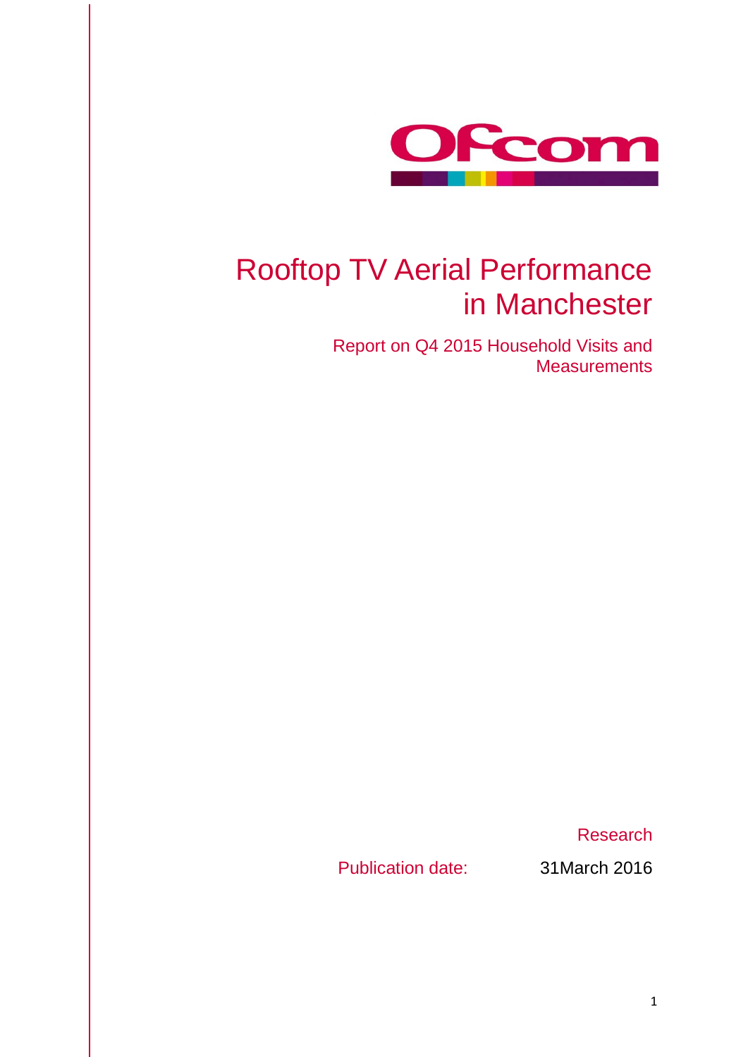# Rooftop TV Aerial Performance in Manchester

## Report on Q4 2015 Household Visits and Measurements

Research

Publication date: 31March 2016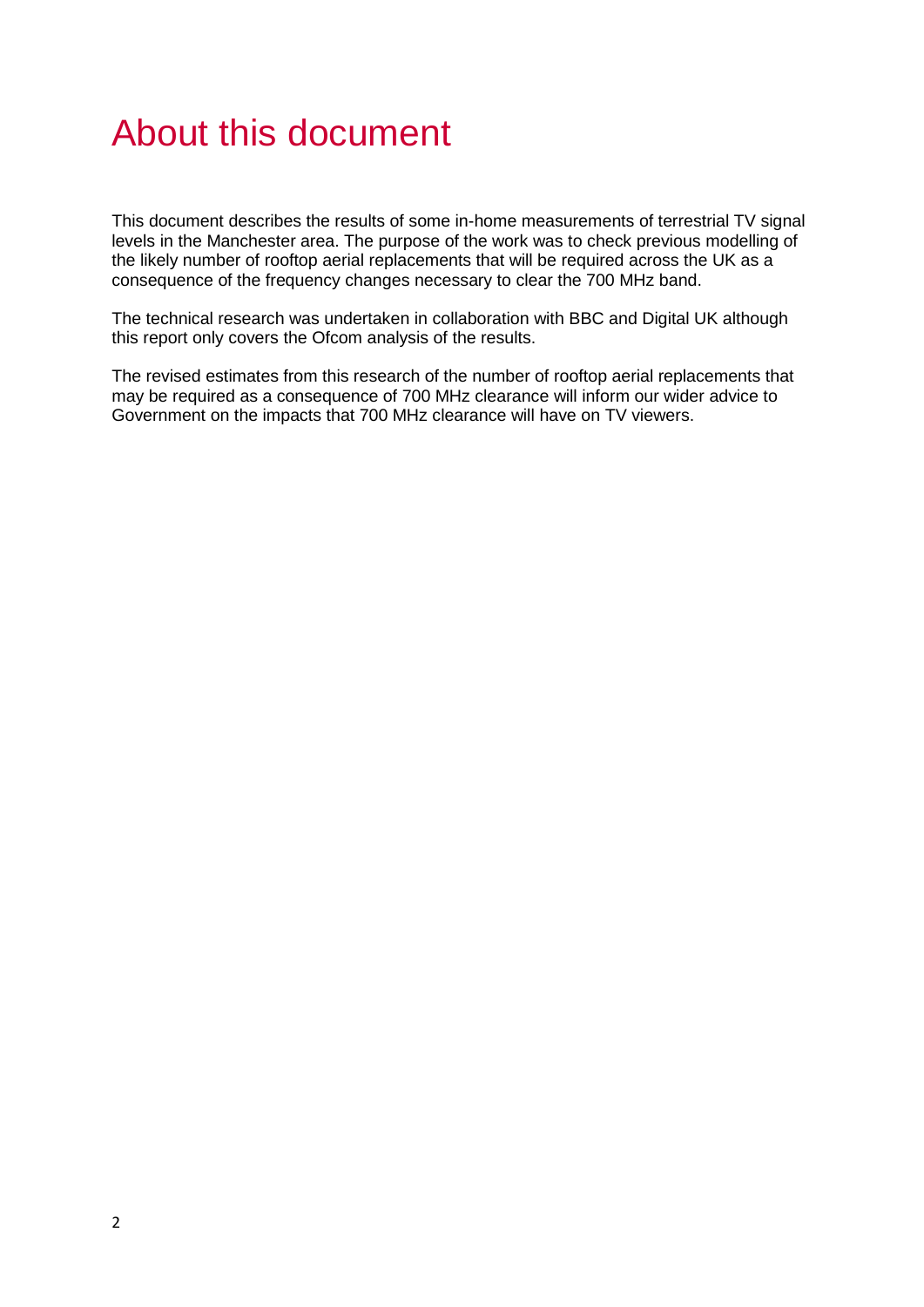# About this document

This document describes the results of some in-home measurements of terrestrial TV signal levels in the Manchester area. The purpose of the work was to check previous modelling of the likely number of rooftop aerial replacements that will be required across the UK as a consequence of the frequency changes necessary to clear the 700 MHz band.

The technical research was undertaken in collaboration with BBC and Digital UK although this report only covers the Ofcom analysis of the results.

The revised estimates from this research of the number of rooftop aerial replacements that may be required as a consequence of 700 MHz clearance will inform our wider advice to Government on the impacts that 700 MHz clearance will have on TV viewers.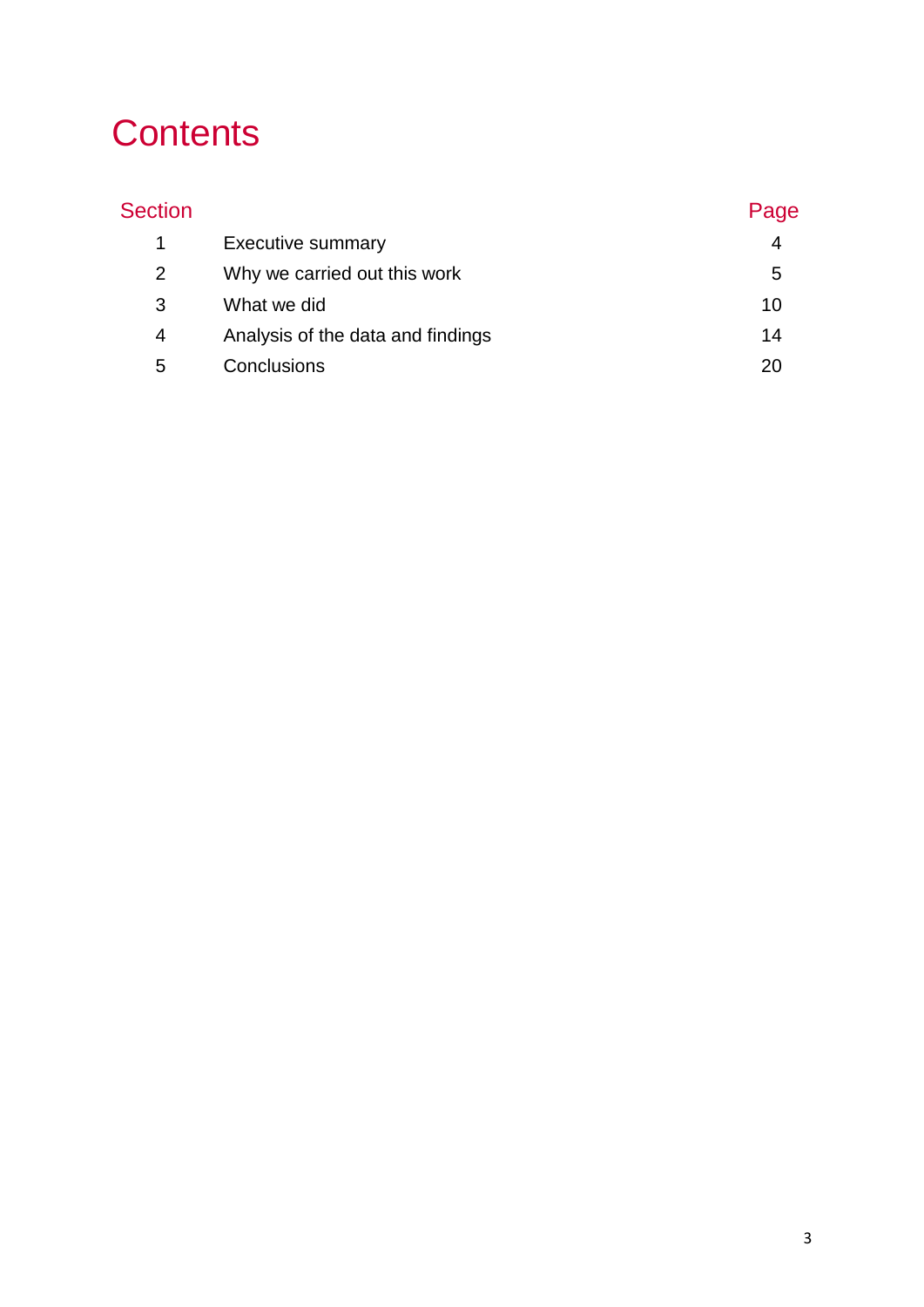# Contents

| Section | | Page |
|---|---|---|
| 1 | Executive summary | 4 |
| 2 | Why we carried out this work | 5 |
| 3 | What we did | 10 |
| 4 | Analysis of the data and findings | 14 |
| 5 | Conclusions | 20 |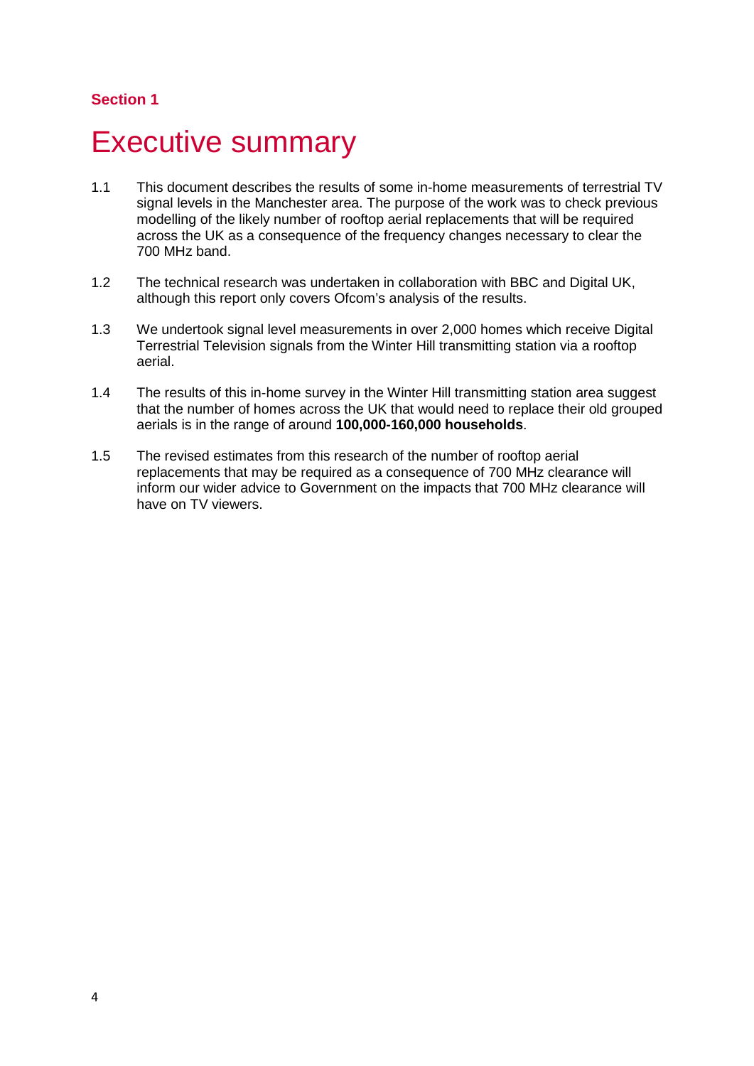**Section 1**

# Executive summary

1.1 This document describes the results of some in-home measurements of terrestrial TV signal levels in the Manchester area. The purpose of the work was to check previous modelling of the likely number of rooftop aerial replacements that will be required across the UK as a consequence of the frequency changes necessary to clear the 700 MHz band.

1.2 The technical research was undertaken in collaboration with BBC and Digital UK, although this report only covers Ofcom's analysis of the results.

1.3 We undertook signal level measurements in over 2,000 homes which receive Digital Terrestrial Television signals from the Winter Hill transmitting station via a rooftop aerial.

1.4 The results of this in-home survey in the Winter Hill transmitting station area suggest that the number of homes across the UK that would need to replace their old grouped aerials is in the range of around **100,000-160,000 households**.

1.5 The revised estimates from this research of the number of rooftop aerial replacements that may be required as a consequence of 700 MHz clearance will inform our wider advice to Government on the impacts that 700 MHz clearance will have on TV viewers.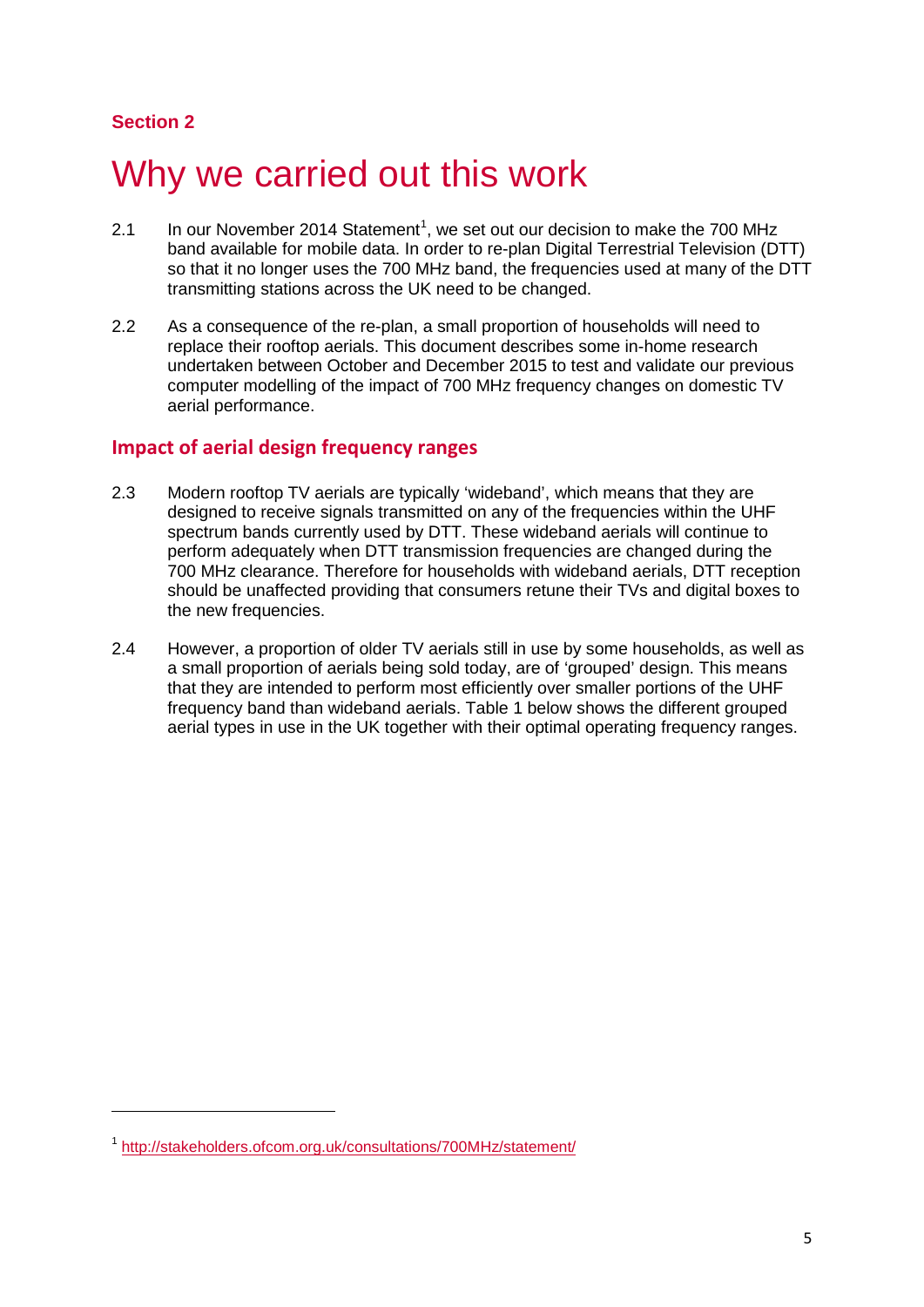**Section 2**

# Why we carried out this work

2.1 In our November 2014 Statement[1], we set out our decision to make the 700 MHz band available for mobile data. In order to re-plan Digital Terrestrial Television (DTT) so that it no longer uses the 700 MHz band, the frequencies used at many of the DTT transmitting stations across the UK need to be changed.

2.2 As a consequence of the re-plan, a small proportion of households will need to replace their rooftop aerials. This document describes some in-home research undertaken between October and December 2015 to test and validate our previous computer modelling of the impact of 700 MHz frequency changes on domestic TV aerial performance.

## Impact of aerial design frequency ranges

2.3 Modern rooftop TV aerials are typically 'wideband', which means that they are designed to receive signals transmitted on any of the frequencies within the UHF spectrum bands currently used by DTT. These wideband aerials will continue to perform adequately when DTT transmission frequencies are changed during the 700 MHz clearance. Therefore for households with wideband aerials, DTT reception should be unaffected providing that consumers retune their TVs and digital boxes to the new frequencies.

2.4 However, a proportion of older TV aerials still in use by some households, as well as a small proportion of aerials being sold today, are of 'grouped' design. This means that they are intended to perform most efficiently over smaller portions of the UHF frequency band than wideband aerials. Table 1 below shows the different grouped aerial types in use in the UK together with their optimal operating frequency ranges.

---

[1] http://stakeholders.ofcom.org.uk/consultations/700MHz/statement/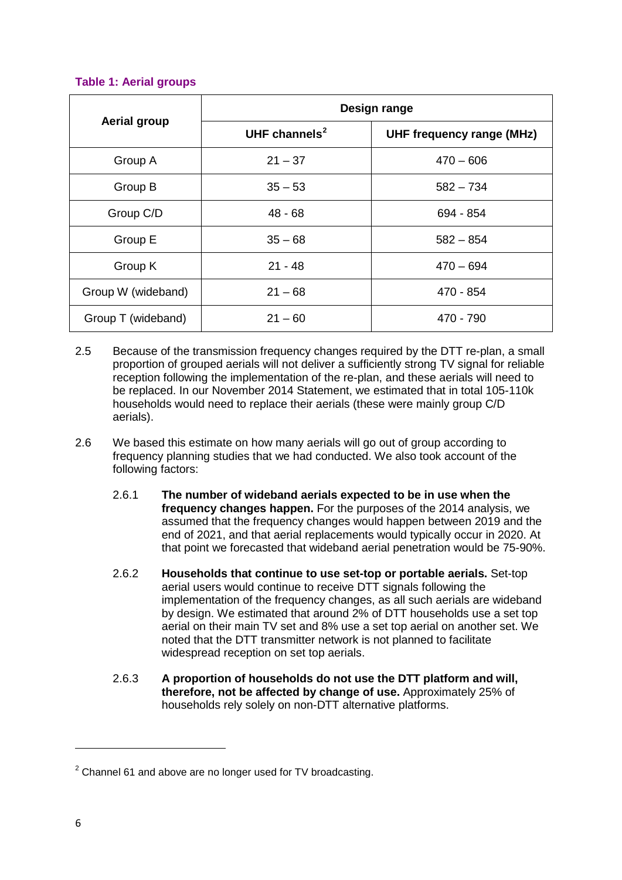**Table 1: Aerial groups**

| Aerial group | Design range | |
|---|---|---|
| | UHF channels[2] | UHF frequency range (MHz) |
| Group A | 21 – 37 | 470 – 606 |
| Group B | 35 – 53 | 582 – 734 |
| Group C/D | 48 - 68 | 694 - 854 |
| Group E | 35 – 68 | 582 – 854 |
| Group K | 21 - 48 | 470 – 694 |
| Group W (wideband) | 21 – 68 | 470 - 854 |
| Group T (wideband) | 21 – 60 | 470 - 790 |

2.5 Because of the transmission frequency changes required by the DTT re-plan, a small proportion of grouped aerials will not deliver a sufficiently strong TV signal for reliable reception following the implementation of the re-plan, and these aerials will need to be replaced. In our November 2014 Statement, we estimated that in total 105-110k households would need to replace their aerials (these were mainly group C/D aerials).

2.6 We based this estimate on how many aerials will go out of group according to frequency planning studies that we had conducted. We also took account of the following factors:

2.6.1 **The number of wideband aerials expected to be in use when the frequency changes happen.** For the purposes of the 2014 analysis, we assumed that the frequency changes would happen between 2019 and the end of 2021, and that aerial replacements would typically occur in 2020. At that point we forecasted that wideband aerial penetration would be 75-90%.

2.6.2 **Households that continue to use set-top or portable aerials.** Set-top aerial users would continue to receive DTT signals following the implementation of the frequency changes, as all such aerials are wideband by design. We estimated that around 2% of DTT households use a set top aerial on their main TV set and 8% use a set top aerial on another set. We noted that the DTT transmitter network is not planned to facilitate widespread reception on set top aerials.

2.6.3 **A proportion of households do not use the DTT platform and will, therefore, not be affected by change of use.** Approximately 25% of households rely solely on non-DTT alternative platforms.

[2] Channel 61 and above are no longer used for TV broadcasting.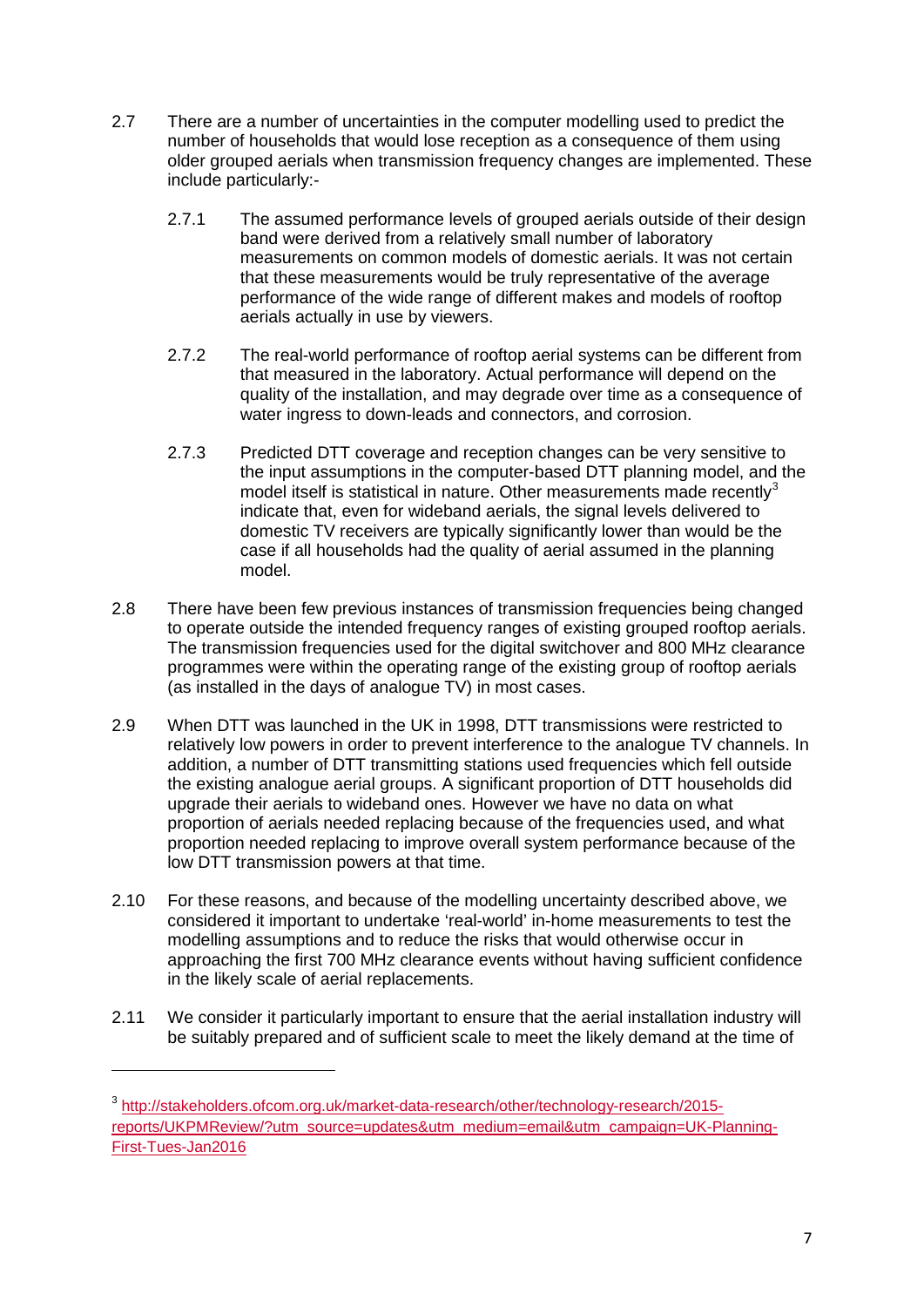2.7 There are a number of uncertainties in the computer modelling used to predict the number of households that would lose reception as a consequence of them using older grouped aerials when transmission frequency changes are implemented. These include particularly:-

2.7.1 The assumed performance levels of grouped aerials outside of their design band were derived from a relatively small number of laboratory measurements on common models of domestic aerials. It was not certain that these measurements would be truly representative of the average performance of the wide range of different makes and models of rooftop aerials actually in use by viewers.

2.7.2 The real-world performance of rooftop aerial systems can be different from that measured in the laboratory. Actual performance will depend on the quality of the installation, and may degrade over time as a consequence of water ingress to down-leads and connectors, and corrosion.

2.7.3 Predicted DTT coverage and reception changes can be very sensitive to the input assumptions in the computer-based DTT planning model, and the model itself is statistical in nature. Other measurements made recently[3] indicate that, even for wideband aerials, the signal levels delivered to domestic TV receivers are typically significantly lower than would be the case if all households had the quality of aerial assumed in the planning model.

2.8 There have been few previous instances of transmission frequencies being changed to operate outside the intended frequency ranges of existing grouped rooftop aerials. The transmission frequencies used for the digital switchover and 800 MHz clearance programmes were within the operating range of the existing group of rooftop aerials (as installed in the days of analogue TV) in most cases.

2.9 When DTT was launched in the UK in 1998, DTT transmissions were restricted to relatively low powers in order to prevent interference to the analogue TV channels. In addition, a number of DTT transmitting stations used frequencies which fell outside the existing analogue aerial groups. A significant proportion of DTT households did upgrade their aerials to wideband ones. However we have no data on what proportion of aerials needed replacing because of the frequencies used, and what proportion needed replacing to improve overall system performance because of the low DTT transmission powers at that time.

2.10 For these reasons, and because of the modelling uncertainty described above, we considered it important to undertake 'real-world' in-home measurements to test the modelling assumptions and to reduce the risks that would otherwise occur in approaching the first 700 MHz clearance events without having sufficient confidence in the likely scale of aerial replacements.

2.11 We consider it particularly important to ensure that the aerial installation industry will be suitably prepared and of sufficient scale to meet the likely demand at the time of

---

[3] http://stakeholders.ofcom.org.uk/market-data-research/other/technology-research/2015-reports/UKPMReview/?utm_source=updates&utm_medium=email&utm_campaign=UK-Planning-First-Tues-Jan2016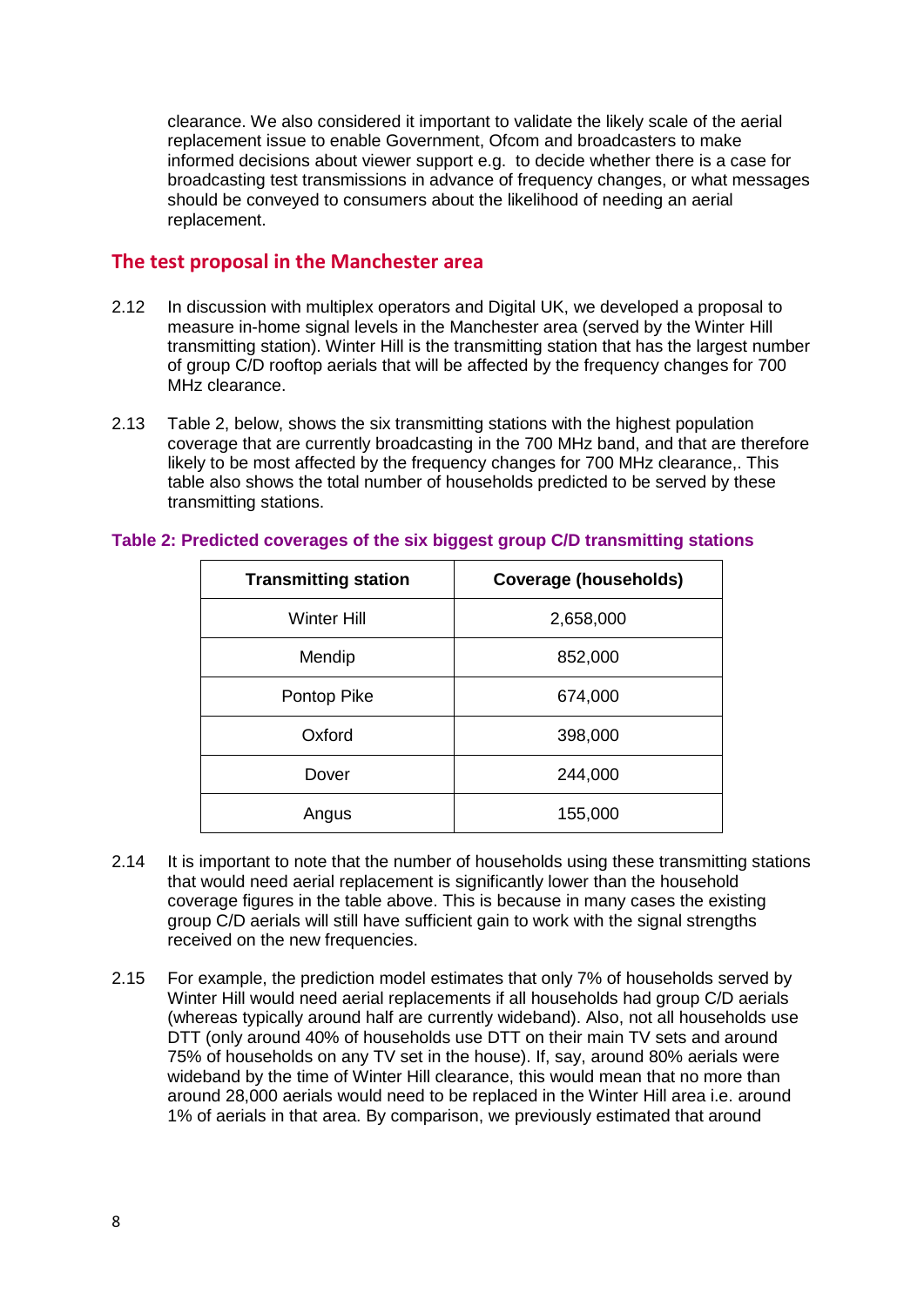clearance. We also considered it important to validate the likely scale of the aerial replacement issue to enable Government, Ofcom and broadcasters to make informed decisions about viewer support e.g. to decide whether there is a case for broadcasting test transmissions in advance of frequency changes, or what messages should be conveyed to consumers about the likelihood of needing an aerial replacement.

## The test proposal in the Manchester area

2.12 In discussion with multiplex operators and Digital UK, we developed a proposal to measure in-home signal levels in the Manchester area (served by the Winter Hill transmitting station). Winter Hill is the transmitting station that has the largest number of group C/D rooftop aerials that will be affected by the frequency changes for 700 MHz clearance.

2.13 Table 2, below, shows the six transmitting stations with the highest population coverage that are currently broadcasting in the 700 MHz band, and that are therefore likely to be most affected by the frequency changes for 700 MHz clearance,. This table also shows the total number of households predicted to be served by these transmitting stations.

**Table 2: Predicted coverages of the six biggest group C/D transmitting stations**

| Transmitting station | Coverage (households) |
|---|---|
| Winter Hill | 2,658,000 |
| Mendip | 852,000 |
| Pontop Pike | 674,000 |
| Oxford | 398,000 |
| Dover | 244,000 |
| Angus | 155,000 |

2.14 It is important to note that the number of households using these transmitting stations that would need aerial replacement is significantly lower than the household coverage figures in the table above. This is because in many cases the existing group C/D aerials will still have sufficient gain to work with the signal strengths received on the new frequencies.

2.15 For example, the prediction model estimates that only 7% of households served by Winter Hill would need aerial replacements if all households had group C/D aerials (whereas typically around half are currently wideband). Also, not all households use DTT (only around 40% of households use DTT on their main TV sets and around 75% of households on any TV set in the house). If, say, around 80% aerials were wideband by the time of Winter Hill clearance, this would mean that no more than around 28,000 aerials would need to be replaced in the Winter Hill area i.e. around 1% of aerials in that area. By comparison, we previously estimated that around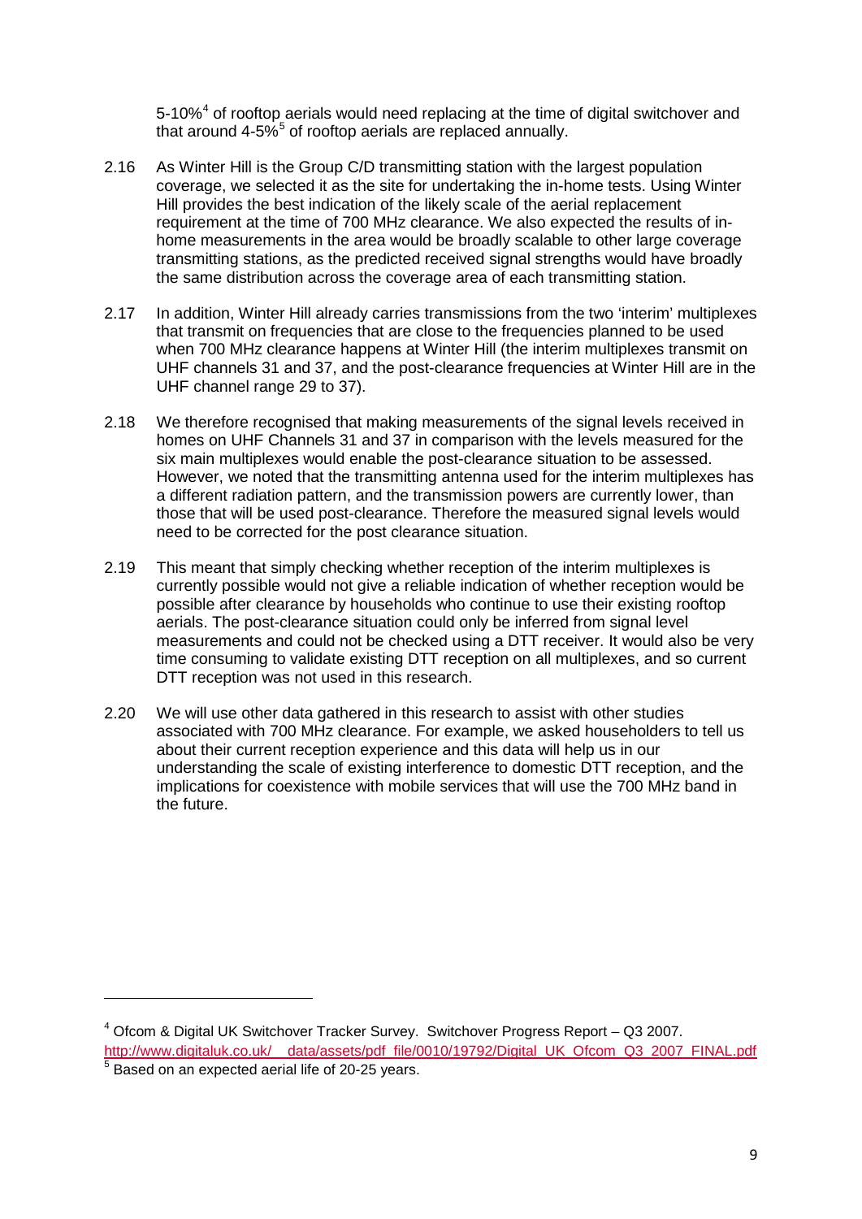5-10%[4] of rooftop aerials would need replacing at the time of digital switchover and that around 4-5%[5] of rooftop aerials are replaced annually.

2.16 As Winter Hill is the Group C/D transmitting station with the largest population coverage, we selected it as the site for undertaking the in-home tests. Using Winter Hill provides the best indication of the likely scale of the aerial replacement requirement at the time of 700 MHz clearance. We also expected the results of in-home measurements in the area would be broadly scalable to other large coverage transmitting stations, as the predicted received signal strengths would have broadly the same distribution across the coverage area of each transmitting station.

2.17 In addition, Winter Hill already carries transmissions from the two 'interim' multiplexes that transmit on frequencies that are close to the frequencies planned to be used when 700 MHz clearance happens at Winter Hill (the interim multiplexes transmit on UHF channels 31 and 37, and the post-clearance frequencies at Winter Hill are in the UHF channel range 29 to 37).

2.18 We therefore recognised that making measurements of the signal levels received in homes on UHF Channels 31 and 37 in comparison with the levels measured for the six main multiplexes would enable the post-clearance situation to be assessed. However, we noted that the transmitting antenna used for the interim multiplexes has a different radiation pattern, and the transmission powers are currently lower, than those that will be used post-clearance. Therefore the measured signal levels would need to be corrected for the post clearance situation.

2.19 This meant that simply checking whether reception of the interim multiplexes is currently possible would not give a reliable indication of whether reception would be possible after clearance by households who continue to use their existing rooftop aerials. The post-clearance situation could only be inferred from signal level measurements and could not be checked using a DTT receiver. It would also be very time consuming to validate existing DTT reception on all multiplexes, and so current DTT reception was not used in this research.

2.20 We will use other data gathered in this research to assist with other studies associated with 700 MHz clearance. For example, we asked householders to tell us about their current reception experience and this data will help us in our understanding the scale of existing interference to domestic DTT reception, and the implications for coexistence with mobile services that will use the 700 MHz band in the future.

---

[4] Ofcom & Digital UK Switchover Tracker Survey. Switchover Progress Report – Q3 2007. http://www.digitaluk.co.uk/__data/assets/pdf_file/0010/19792/Digital_UK_Ofcom_Q3_2007_FINAL.pdf

[5] Based on an expected aerial life of 20-25 years.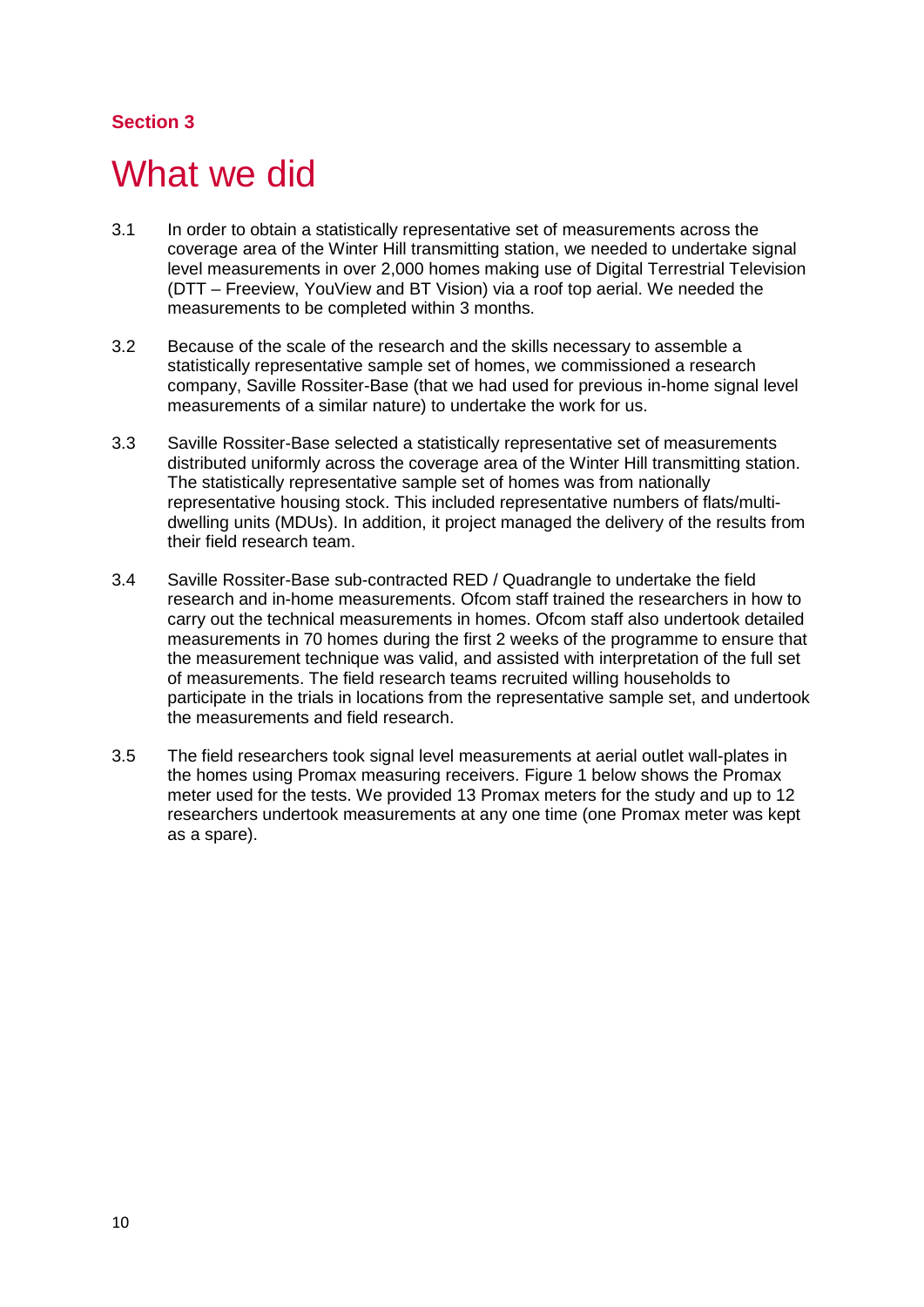**Section 3**

# What we did

3.1 In order to obtain a statistically representative set of measurements across the coverage area of the Winter Hill transmitting station, we needed to undertake signal level measurements in over 2,000 homes making use of Digital Terrestrial Television (DTT – Freeview, YouView and BT Vision) via a roof top aerial. We needed the measurements to be completed within 3 months.

3.2 Because of the scale of the research and the skills necessary to assemble a statistically representative sample set of homes, we commissioned a research company, Saville Rossiter-Base (that we had used for previous in-home signal level measurements of a similar nature) to undertake the work for us.

3.3 Saville Rossiter-Base selected a statistically representative set of measurements distributed uniformly across the coverage area of the Winter Hill transmitting station. The statistically representative sample set of homes was from nationally representative housing stock. This included representative numbers of flats/multi-dwelling units (MDUs). In addition, it project managed the delivery of the results from their field research team.

3.4 Saville Rossiter-Base sub-contracted RED / Quadrangle to undertake the field research and in-home measurements. Ofcom staff trained the researchers in how to carry out the technical measurements in homes. Ofcom staff also undertook detailed measurements in 70 homes during the first 2 weeks of the programme to ensure that the measurement technique was valid, and assisted with interpretation of the full set of measurements. The field research teams recruited willing households to participate in the trials in locations from the representative sample set, and undertook the measurements and field research.

3.5 The field researchers took signal level measurements at aerial outlet wall-plates in the homes using Promax measuring receivers. Figure 1 below shows the Promax meter used for the tests. We provided 13 Promax meters for the study and up to 12 researchers undertook measurements at any one time (one Promax meter was kept as a spare).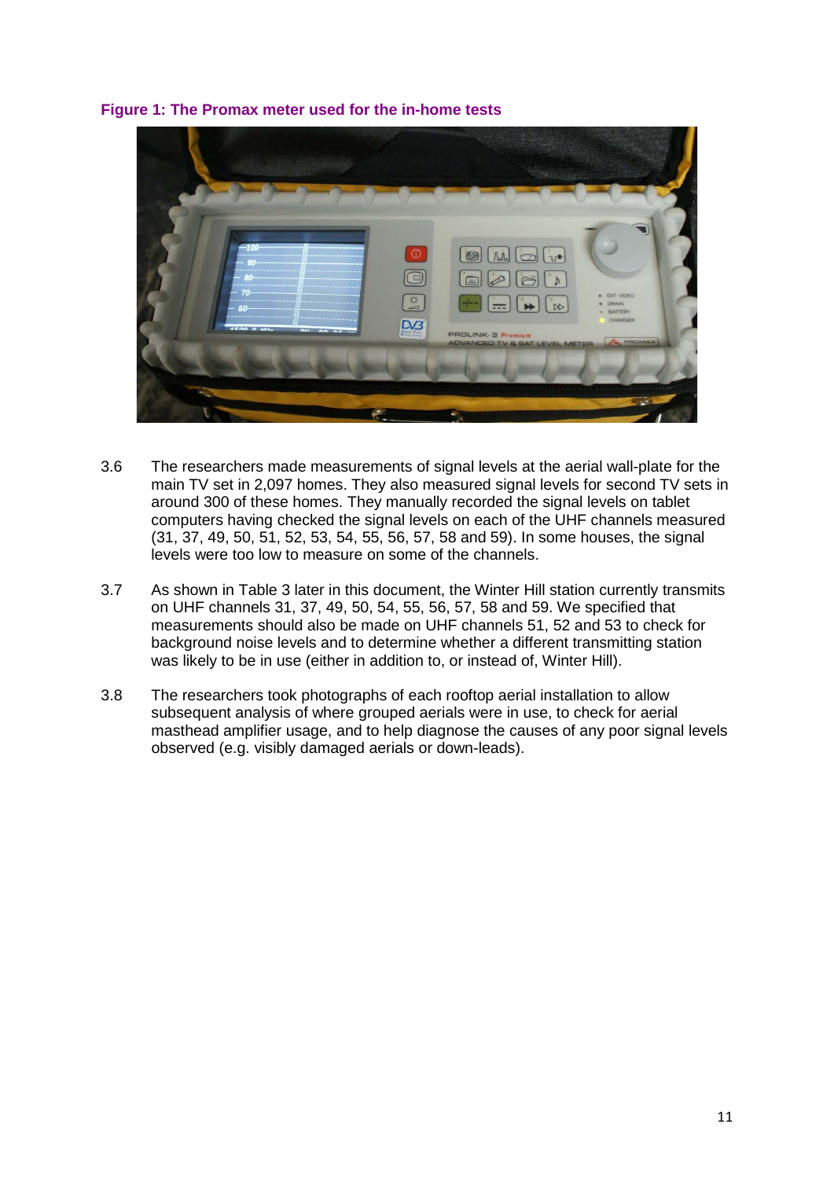**Figure 1: The Promax meter used for the in-home tests**

3.6 The researchers made measurements of signal levels at the aerial wall-plate for the main TV set in 2,097 homes. They also measured signal levels for second TV sets in around 300 of these homes. They manually recorded the signal levels on tablet computers having checked the signal levels on each of the UHF channels measured (31, 37, 49, 50, 51, 52, 53, 54, 55, 56, 57, 58 and 59). In some houses, the signal levels were too low to measure on some of the channels.

3.7 As shown in Table 3 later in this document, the Winter Hill station currently transmits on UHF channels 31, 37, 49, 50, 54, 55, 56, 57, 58 and 59. We specified that measurements should also be made on UHF channels 51, 52 and 53 to check for background noise levels and to determine whether a different transmitting station was likely to be in use (either in addition to, or instead of, Winter Hill).

3.8 The researchers took photographs of each rooftop aerial installation to allow subsequent analysis of where grouped aerials were in use, to check for aerial masthead amplifier usage, and to help diagnose the causes of any poor signal levels observed (e.g. visibly damaged aerials or down-leads).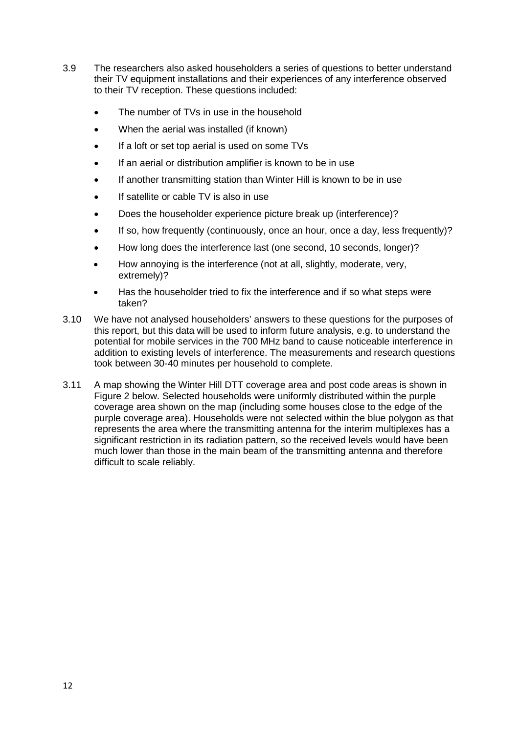3.9 The researchers also asked householders a series of questions to better understand their TV equipment installations and their experiences of any interference observed to their TV reception. These questions included:

- The number of TVs in use in the household
- When the aerial was installed (if known)
- If a loft or set top aerial is used on some TVs
- If an aerial or distribution amplifier is known to be in use
- If another transmitting station than Winter Hill is known to be in use
- If satellite or cable TV is also in use
- Does the householder experience picture break up (interference)?
- If so, how frequently (continuously, once an hour, once a day, less frequently)?
- How long does the interference last (one second, 10 seconds, longer)?
- How annoying is the interference (not at all, slightly, moderate, very, extremely)?
- Has the householder tried to fix the interference and if so what steps were taken?

3.10 We have not analysed householders' answers to these questions for the purposes of this report, but this data will be used to inform future analysis, e.g. to understand the potential for mobile services in the 700 MHz band to cause noticeable interference in addition to existing levels of interference. The measurements and research questions took between 30-40 minutes per household to complete.

3.11 A map showing the Winter Hill DTT coverage area and post code areas is shown in Figure 2 below. Selected households were uniformly distributed within the purple coverage area shown on the map (including some houses close to the edge of the purple coverage area). Households were not selected within the blue polygon as that represents the area where the transmitting antenna for the interim multiplexes has a significant restriction in its radiation pattern, so the received levels would have been much lower than those in the main beam of the transmitting antenna and therefore difficult to scale reliably.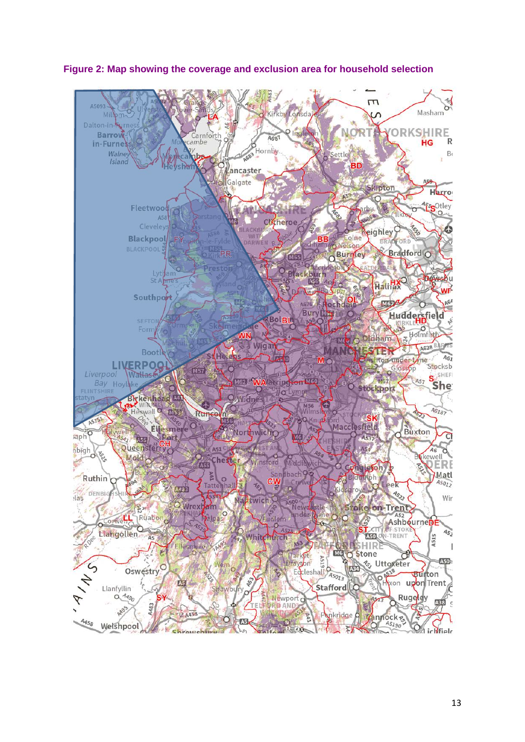**Figure 2: Map showing the coverage and exclusion area for household selection**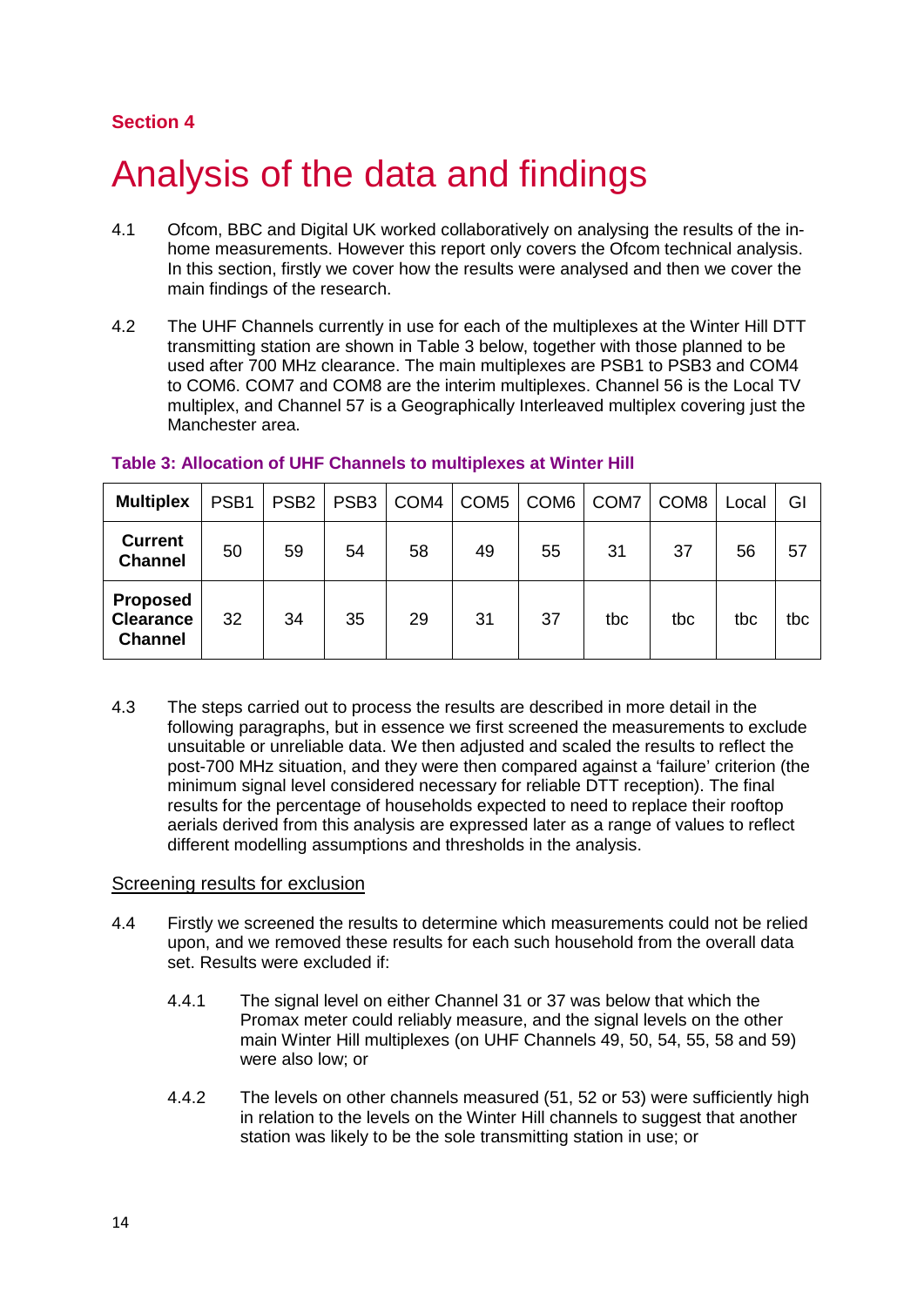**Section 4**

# Analysis of the data and findings

4.1 Ofcom, BBC and Digital UK worked collaboratively on analysing the results of the in-home measurements. However this report only covers the Ofcom technical analysis. In this section, firstly we cover how the results were analysed and then we cover the main findings of the research.

4.2 The UHF Channels currently in use for each of the multiplexes at the Winter Hill DTT transmitting station are shown in Table 3 below, together with those planned to be used after 700 MHz clearance. The main multiplexes are PSB1 to PSB3 and COM4 to COM6. COM7 and COM8 are the interim multiplexes. Channel 56 is the Local TV multiplex, and Channel 57 is a Geographically Interleaved multiplex covering just the Manchester area.

**Table 3: Allocation of UHF Channels to multiplexes at Winter Hill**

| Multiplex | PSB1 | PSB2 | PSB3 | COM4 | COM5 | COM6 | COM7 | COM8 | Local | GI |
|---|---|---|---|---|---|---|---|---|---|---|
| **Current Channel** | 50 | 59 | 54 | 58 | 49 | 55 | 31 | 37 | 56 | 57 |
| **Proposed Clearance Channel** | 32 | 34 | 35 | 29 | 31 | 37 | tbc | tbc | tbc | tbc |

4.3 The steps carried out to process the results are described in more detail in the following paragraphs, but in essence we first screened the measurements to exclude unsuitable or unreliable data. We then adjusted and scaled the results to reflect the post-700 MHz situation, and they were then compared against a 'failure' criterion (the minimum signal level considered necessary for reliable DTT reception). The final results for the percentage of households expected to need to replace their rooftop aerials derived from this analysis are expressed later as a range of values to reflect different modelling assumptions and thresholds in the analysis.

## Screening results for exclusion

4.4 Firstly we screened the results to determine which measurements could not be relied upon, and we removed these results for each such household from the overall data set. Results were excluded if:

4.4.1 The signal level on either Channel 31 or 37 was below that which the Promax meter could reliably measure, and the signal levels on the other main Winter Hill multiplexes (on UHF Channels 49, 50, 54, 55, 58 and 59) were also low; or

4.4.2 The levels on other channels measured (51, 52 or 53) were sufficiently high in relation to the levels on the Winter Hill channels to suggest that another station was likely to be the sole transmitting station in use; or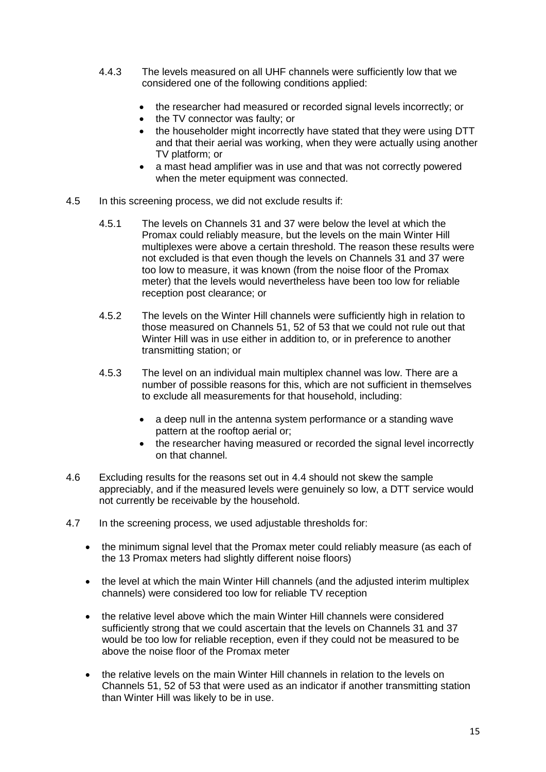4.4.3 The levels measured on all UHF channels were sufficiently low that we considered one of the following conditions applied:

- the researcher had measured or recorded signal levels incorrectly; or
- the TV connector was faulty; or
- the householder might incorrectly have stated that they were using DTT and that their aerial was working, when they were actually using another TV platform; or
- a mast head amplifier was in use and that was not correctly powered when the meter equipment was connected.

4.5 In this screening process, we did not exclude results if:

4.5.1 The levels on Channels 31 and 37 were below the level at which the Promax could reliably measure, but the levels on the main Winter Hill multiplexes were above a certain threshold. The reason these results were not excluded is that even though the levels on Channels 31 and 37 were too low to measure, it was known (from the noise floor of the Promax meter) that the levels would nevertheless have been too low for reliable reception post clearance; or

4.5.2 The levels on the Winter Hill channels were sufficiently high in relation to those measured on Channels 51, 52 of 53 that we could not rule out that Winter Hill was in use either in addition to, or in preference to another transmitting station; or

4.5.3 The level on an individual main multiplex channel was low. There are a number of possible reasons for this, which are not sufficient in themselves to exclude all measurements for that household, including:

- a deep null in the antenna system performance or a standing wave pattern at the rooftop aerial or;
- the researcher having measured or recorded the signal level incorrectly on that channel.

4.6 Excluding results for the reasons set out in 4.4 should not skew the sample appreciably, and if the measured levels were genuinely so low, a DTT service would not currently be receivable by the household.

4.7 In the screening process, we used adjustable thresholds for:

- the minimum signal level that the Promax meter could reliably measure (as each of the 13 Promax meters had slightly different noise floors)
- the level at which the main Winter Hill channels (and the adjusted interim multiplex channels) were considered too low for reliable TV reception
- the relative level above which the main Winter Hill channels were considered sufficiently strong that we could ascertain that the levels on Channels 31 and 37 would be too low for reliable reception, even if they could not be measured to be above the noise floor of the Promax meter
- the relative levels on the main Winter Hill channels in relation to the levels on Channels 51, 52 of 53 that were used as an indicator if another transmitting station than Winter Hill was likely to be in use.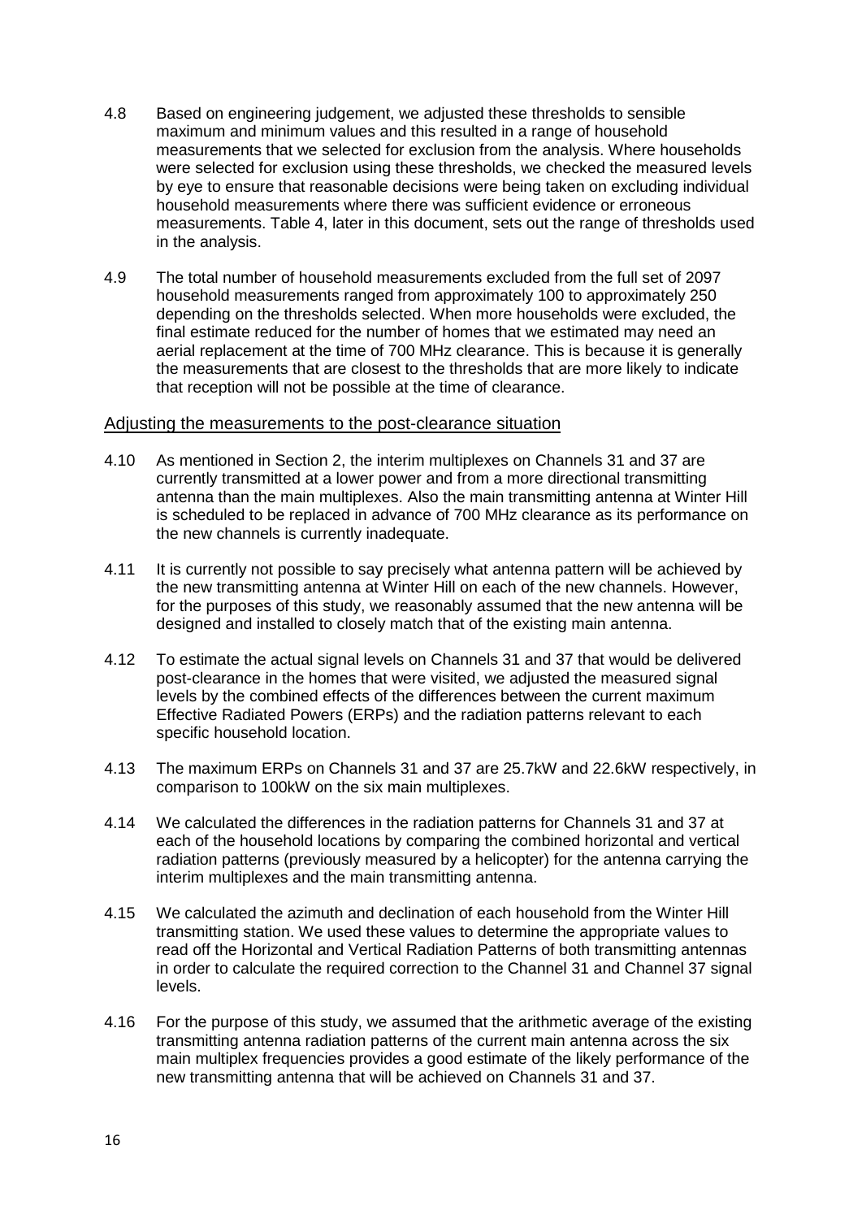4.8 Based on engineering judgement, we adjusted these thresholds to sensible maximum and minimum values and this resulted in a range of household measurements that we selected for exclusion from the analysis. Where households were selected for exclusion using these thresholds, we checked the measured levels by eye to ensure that reasonable decisions were being taken on excluding individual household measurements where there was sufficient evidence or erroneous measurements. Table 4, later in this document, sets out the range of thresholds used in the analysis.

4.9 The total number of household measurements excluded from the full set of 2097 household measurements ranged from approximately 100 to approximately 250 depending on the thresholds selected. When more households were excluded, the final estimate reduced for the number of homes that we estimated may need an aerial replacement at the time of 700 MHz clearance. This is because it is generally the measurements that are closest to the thresholds that are more likely to indicate that reception will not be possible at the time of clearance.

## Adjusting the measurements to the post-clearance situation

4.10 As mentioned in Section 2, the interim multiplexes on Channels 31 and 37 are currently transmitted at a lower power and from a more directional transmitting antenna than the main multiplexes. Also the main transmitting antenna at Winter Hill is scheduled to be replaced in advance of 700 MHz clearance as its performance on the new channels is currently inadequate.

4.11 It is currently not possible to say precisely what antenna pattern will be achieved by the new transmitting antenna at Winter Hill on each of the new channels. However, for the purposes of this study, we reasonably assumed that the new antenna will be designed and installed to closely match that of the existing main antenna.

4.12 To estimate the actual signal levels on Channels 31 and 37 that would be delivered post-clearance in the homes that were visited, we adjusted the measured signal levels by the combined effects of the differences between the current maximum Effective Radiated Powers (ERPs) and the radiation patterns relevant to each specific household location.

4.13 The maximum ERPs on Channels 31 and 37 are 25.7kW and 22.6kW respectively, in comparison to 100kW on the six main multiplexes.

4.14 We calculated the differences in the radiation patterns for Channels 31 and 37 at each of the household locations by comparing the combined horizontal and vertical radiation patterns (previously measured by a helicopter) for the antenna carrying the interim multiplexes and the main transmitting antenna.

4.15 We calculated the azimuth and declination of each household from the Winter Hill transmitting station. We used these values to determine the appropriate values to read off the Horizontal and Vertical Radiation Patterns of both transmitting antennas in order to calculate the required correction to the Channel 31 and Channel 37 signal levels.

4.16 For the purpose of this study, we assumed that the arithmetic average of the existing transmitting antenna radiation patterns of the current main antenna across the six main multiplex frequencies provides a good estimate of the likely performance of the new transmitting antenna that will be achieved on Channels 31 and 37.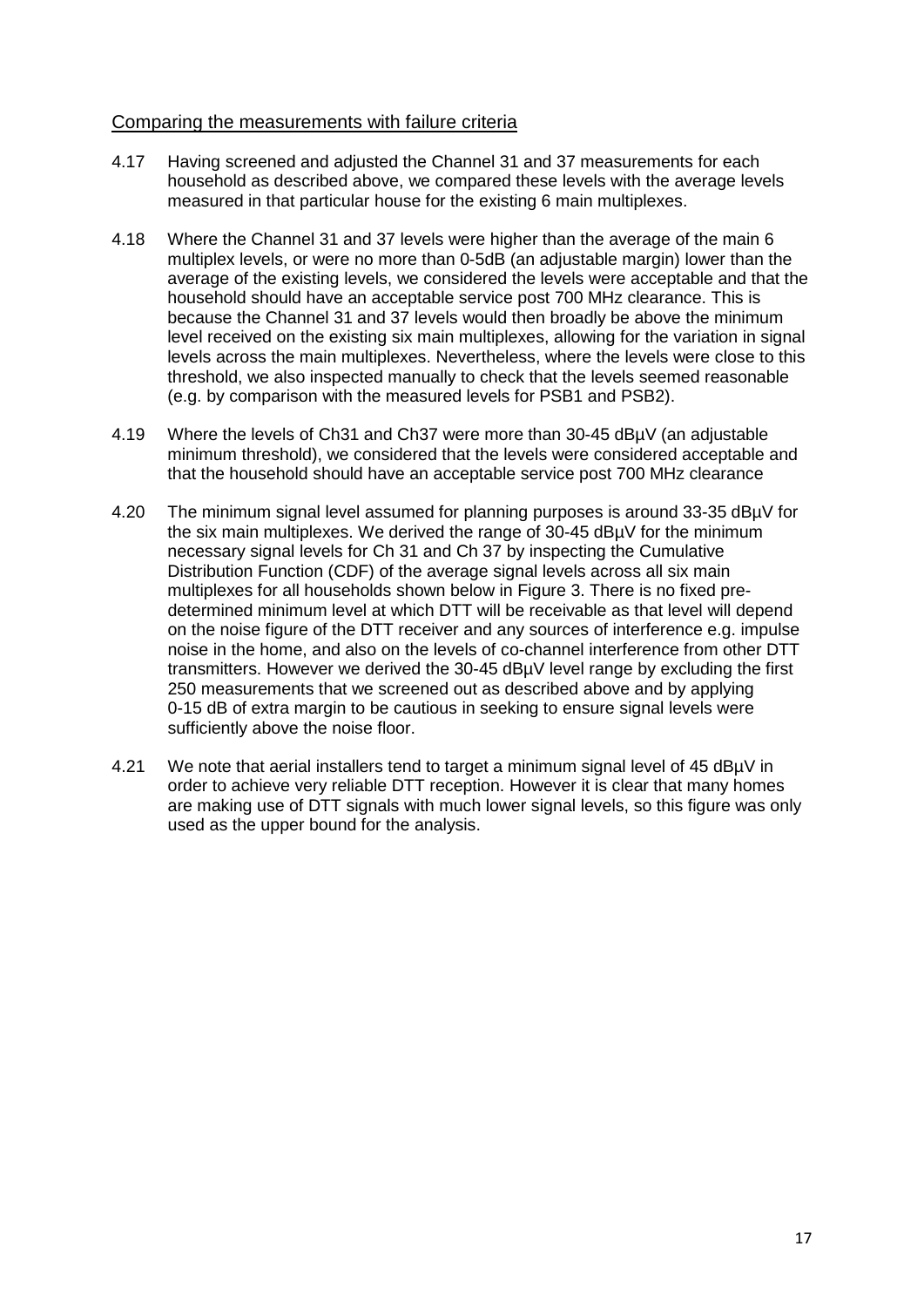## Comparing the measurements with failure criteria

4.17 Having screened and adjusted the Channel 31 and 37 measurements for each household as described above, we compared these levels with the average levels measured in that particular house for the existing 6 main multiplexes.

4.18 Where the Channel 31 and 37 levels were higher than the average of the main 6 multiplex levels, or were no more than 0-5dB (an adjustable margin) lower than the average of the existing levels, we considered the levels were acceptable and that the household should have an acceptable service post 700 MHz clearance. This is because the Channel 31 and 37 levels would then broadly be above the minimum level received on the existing six main multiplexes, allowing for the variation in signal levels across the main multiplexes. Nevertheless, where the levels were close to this threshold, we also inspected manually to check that the levels seemed reasonable (e.g. by comparison with the measured levels for PSB1 and PSB2).

4.19 Where the levels of Ch31 and Ch37 were more than 30-45 dBµV (an adjustable minimum threshold), we considered that the levels were considered acceptable and that the household should have an acceptable service post 700 MHz clearance

4.20 The minimum signal level assumed for planning purposes is around 33-35 dBµV for the six main multiplexes. We derived the range of 30-45 dBµV for the minimum necessary signal levels for Ch 31 and Ch 37 by inspecting the Cumulative Distribution Function (CDF) of the average signal levels across all six main multiplexes for all households shown below in Figure 3. There is no fixed pre-determined minimum level at which DTT will be receivable as that level will depend on the noise figure of the DTT receiver and any sources of interference e.g. impulse noise in the home, and also on the levels of co-channel interference from other DTT transmitters. However we derived the 30-45 dBµV level range by excluding the first 250 measurements that we screened out as described above and by applying 0-15 dB of extra margin to be cautious in seeking to ensure signal levels were sufficiently above the noise floor.

4.21 We note that aerial installers tend to target a minimum signal level of 45 dBµV in order to achieve very reliable DTT reception. However it is clear that many homes are making use of DTT signals with much lower signal levels, so this figure was only used as the upper bound for the analysis.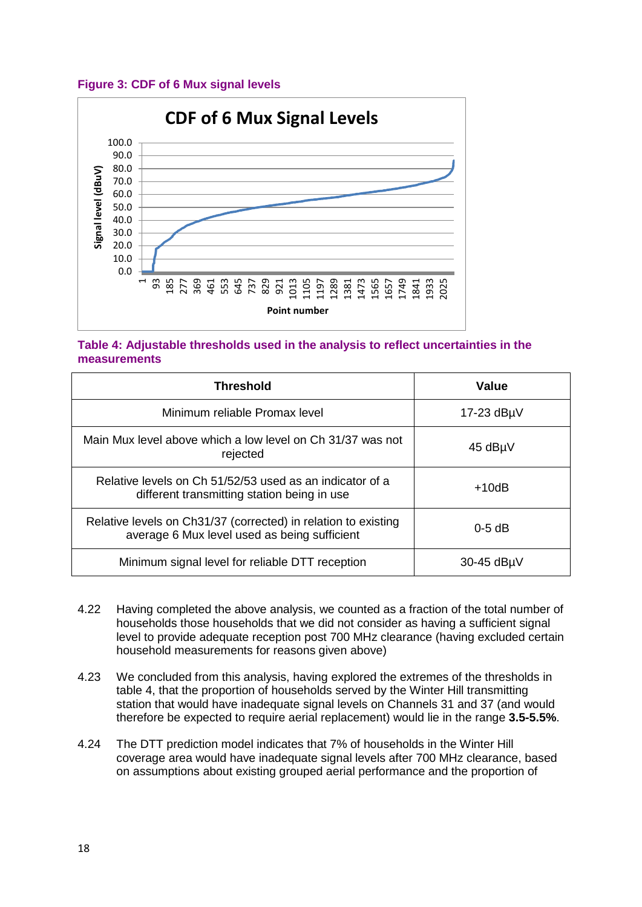**Figure 3: CDF of 6 Mux signal levels**

**Table 4: Adjustable thresholds used in the analysis to reflect uncertainties in the measurements**

| Threshold | Value |
|---|---|
| Minimum reliable Promax level | 17-23 dBµV |
| Main Mux level above which a low level on Ch 31/37 was not rejected | 45 dBµV |
| Relative levels on Ch 51/52/53 used as an indicator of a different transmitting station being in use | +10dB |
| Relative levels on Ch31/37 (corrected) in relation to existing average 6 Mux level used as being sufficient | 0-5 dB |
| Minimum signal level for reliable DTT reception | 30-45 dBµV |

4.22 Having completed the above analysis, we counted as a fraction of the total number of households those households that we did not consider as having a sufficient signal level to provide adequate reception post 700 MHz clearance (having excluded certain household measurements for reasons given above)

4.23 We concluded from this analysis, having explored the extremes of the thresholds in table 4, that the proportion of households served by the Winter Hill transmitting station that would have inadequate signal levels on Channels 31 and 37 (and would therefore be expected to require aerial replacement) would lie in the range **3.5-5.5%**.

4.24 The DTT prediction model indicates that 7% of households in the Winter Hill coverage area would have inadequate signal levels after 700 MHz clearance, based on assumptions about existing grouped aerial performance and the proportion of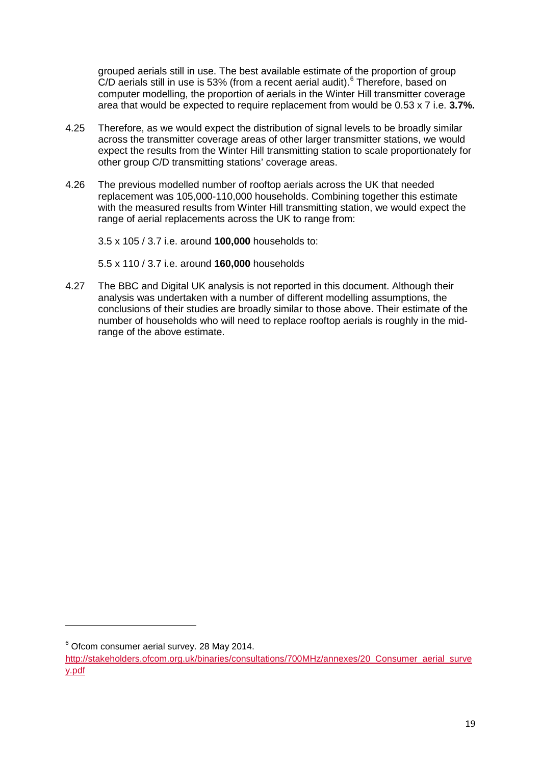grouped aerials still in use. The best available estimate of the proportion of group C/D aerials still in use is 53% (from a recent aerial audit).[6] Therefore, based on computer modelling, the proportion of aerials in the Winter Hill transmitter coverage area that would be expected to require replacement from would be 0.53 x 7 i.e. **3.7%.**

4.25 Therefore, as we would expect the distribution of signal levels to be broadly similar across the transmitter coverage areas of other larger transmitter stations, we would expect the results from the Winter Hill transmitting station to scale proportionately for other group C/D transmitting stations' coverage areas.

4.26 The previous modelled number of rooftop aerials across the UK that needed replacement was 105,000-110,000 households. Combining together this estimate with the measured results from Winter Hill transmitting station, we would expect the range of aerial replacements across the UK to range from:

3.5 x 105 / 3.7 i.e. around **100,000** households to:

5.5 x 110 / 3.7 i.e. around **160,000** households

4.27 The BBC and Digital UK analysis is not reported in this document. Although their analysis was undertaken with a number of different modelling assumptions, the conclusions of their studies are broadly similar to those above. Their estimate of the number of households who will need to replace rooftop aerials is roughly in the mid-range of the above estimate.

---

[6] Ofcom consumer aerial survey. 28 May 2014. http://stakeholders.ofcom.org.uk/binaries/consultations/700MHz/annexes/20_Consumer_aerial_survey.pdf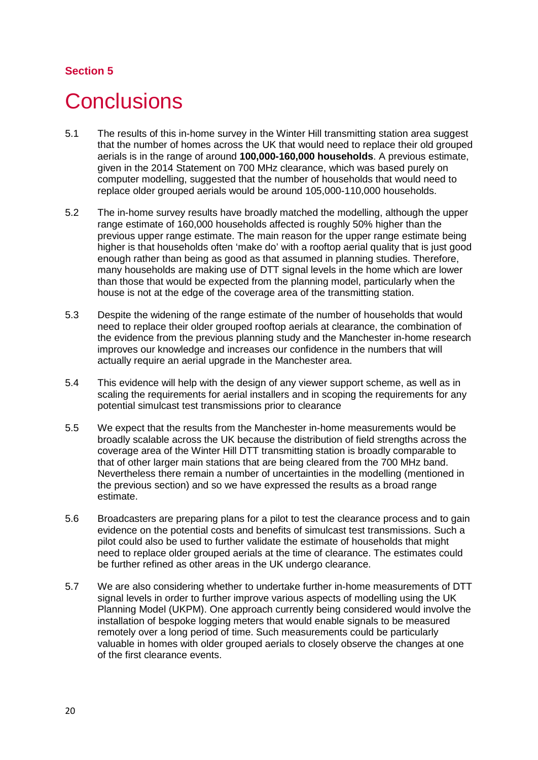**Section 5**

# Conclusions

5.1 The results of this in-home survey in the Winter Hill transmitting station area suggest that the number of homes across the UK that would need to replace their old grouped aerials is in the range of around **100,000-160,000 households**. A previous estimate, given in the 2014 Statement on 700 MHz clearance, which was based purely on computer modelling, suggested that the number of households that would need to replace older grouped aerials would be around 105,000-110,000 households.

5.2 The in-home survey results have broadly matched the modelling, although the upper range estimate of 160,000 households affected is roughly 50% higher than the previous upper range estimate. The main reason for the upper range estimate being higher is that households often 'make do' with a rooftop aerial quality that is just good enough rather than being as good as that assumed in planning studies. Therefore, many households are making use of DTT signal levels in the home which are lower than those that would be expected from the planning model, particularly when the house is not at the edge of the coverage area of the transmitting station.

5.3 Despite the widening of the range estimate of the number of households that would need to replace their older grouped rooftop aerials at clearance, the combination of the evidence from the previous planning study and the Manchester in-home research improves our knowledge and increases our confidence in the numbers that will actually require an aerial upgrade in the Manchester area.

5.4 This evidence will help with the design of any viewer support scheme, as well as in scaling the requirements for aerial installers and in scoping the requirements for any potential simulcast test transmissions prior to clearance

5.5 We expect that the results from the Manchester in-home measurements would be broadly scalable across the UK because the distribution of field strengths across the coverage area of the Winter Hill DTT transmitting station is broadly comparable to that of other larger main stations that are being cleared from the 700 MHz band. Nevertheless there remain a number of uncertainties in the modelling (mentioned in the previous section) and so we have expressed the results as a broad range estimate.

5.6 Broadcasters are preparing plans for a pilot to test the clearance process and to gain evidence on the potential costs and benefits of simulcast test transmissions. Such a pilot could also be used to further validate the estimate of households that might need to replace older grouped aerials at the time of clearance. The estimates could be further refined as other areas in the UK undergo clearance.

5.7 We are also considering whether to undertake further in-home measurements of DTT signal levels in order to further improve various aspects of modelling using the UK Planning Model (UKPM). One approach currently being considered would involve the installation of bespoke logging meters that would enable signals to be measured remotely over a long period of time. Such measurements could be particularly valuable in homes with older grouped aerials to closely observe the changes at one of the first clearance events.